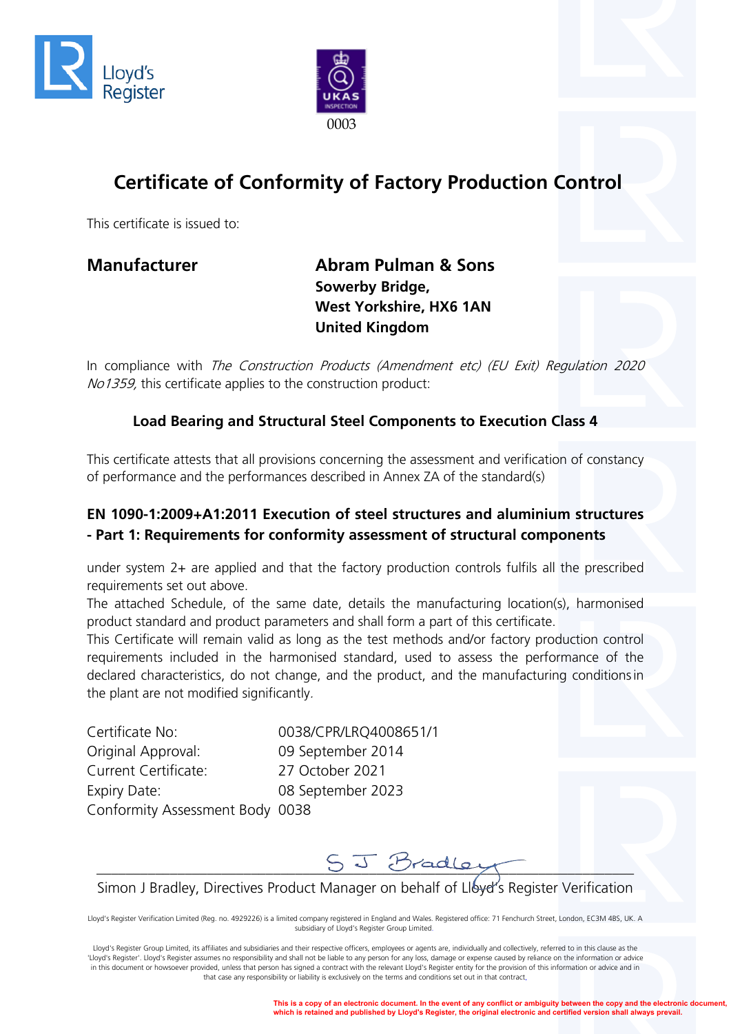Lloyd's Register

UKAS INSPECTION

0003

# Certificate of Conformity of Factory Production Control

This certificate is issued to:

**Manufacturer**

**Abram Pulman & Sons**
**Sowerby Bridge,**
**West Yorkshire, HX6 1AN**
**United Kingdom**

In compliance with *The Construction Products (Amendment etc) (EU Exit) Regulation 2020 No1359*, this certificate applies to the construction product:

**Load Bearing and Structural Steel Components to Execution Class 4**

This certificate attests that all provisions concerning the assessment and verification of constancy of performance and the performances described in Annex ZA of the standard(s)

**EN 1090-1:2009+A1:2011 Execution of steel structures and aluminium structures - Part 1: Requirements for conformity assessment of structural components**

under system 2+ are applied and that the factory production controls fulfils all the prescribed requirements set out above.
The attached Schedule, of the same date, details the manufacturing location(s), harmonised product standard and product parameters and shall form a part of this certificate.
This Certificate will remain valid as long as the test methods and/or factory production control requirements included in the harmonised standard, used to assess the performance of the declared characteristics, do not change, and the product, and the manufacturing conditions in the plant are not modified significantly.

| | |
|---|---|
| Certificate No: | 0038/CPR/LRQ4008651/1 |
| Original Approval: | 09 September 2014 |
| Current Certificate: | 27 October 2021 |
| Expiry Date: | 08 September 2023 |
| Conformity Assessment Body | 0038 |

S J Bradley

Simon J Bradley, Directives Product Manager on behalf of Lloyd's Register Verification

Lloyd's Register Verification Limited (Reg. no. 4929226) is a limited company registered in England and Wales. Registered office: 71 Fenchurch Street, London, EC3M 4BS, UK. A subsidiary of Lloyd's Register Group Limited.

Lloyd's Register Group Limited, its affiliates and subsidiaries and their respective officers, employees or agents are, individually and collectively, referred to in this clause as the 'Lloyd's Register'. Lloyd's Register assumes no responsibility and shall not be liable to any person for any loss, damage or expense caused by reliance on the information or advice in this document or howsoever provided, unless that person has signed a contract with the relevant Lloyd's Register entity for the provision of this information or advice and in that case any responsibility or liability is exclusively on the terms and conditions set out in that contract.

**This is a copy of an electronic document. In the event of any conflict or ambiguity between the copy and the electronic document, which is retained and published by Lloyd's Register, the original electronic and certified version shall always prevail.**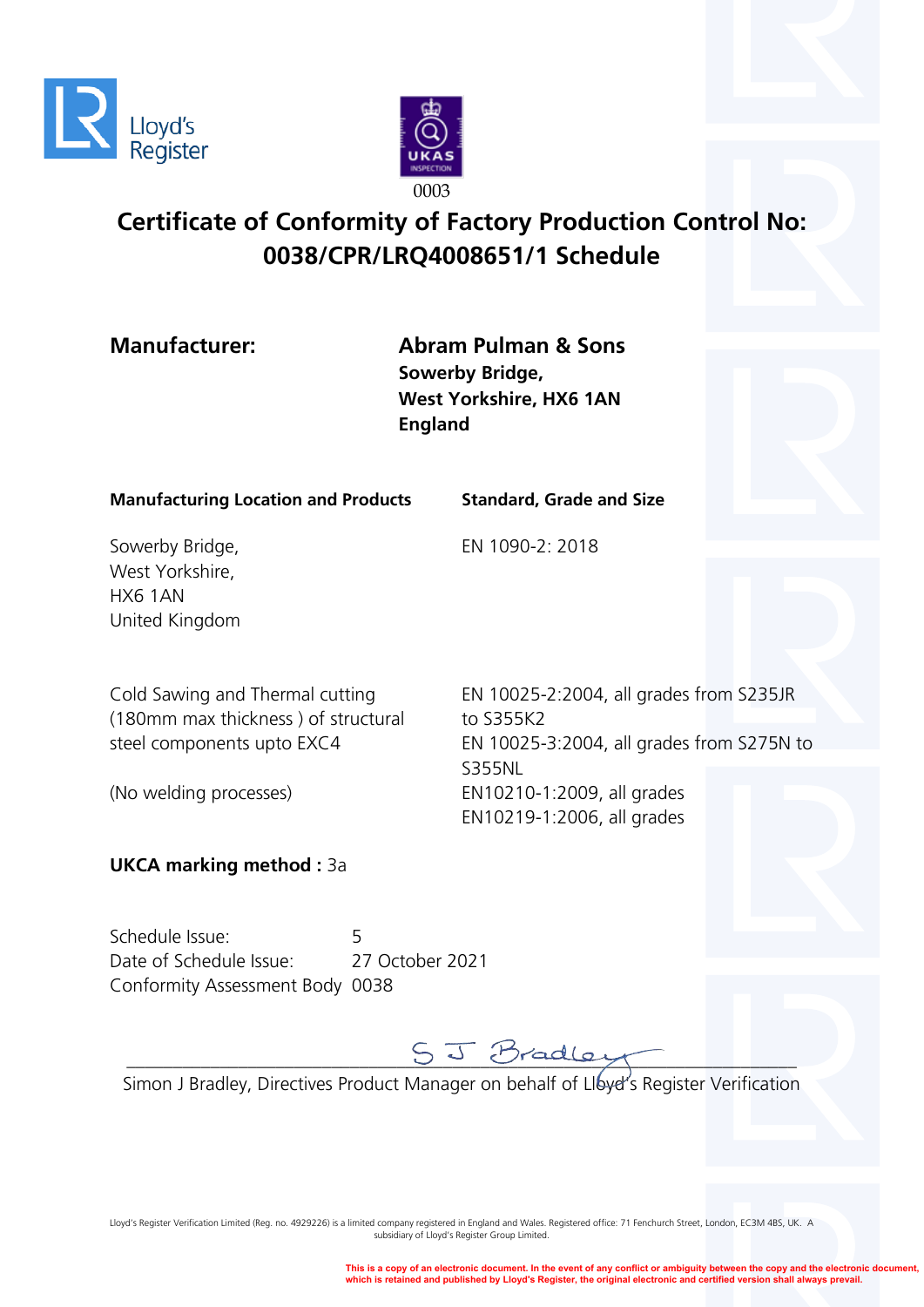Lloyd's Register

UKAS INSPECTION
0003

# Certificate of Conformity of Factory Production Control No: 0038/CPR/LRQ4008651/1 Schedule

**Manufacturer:**

**Abram Pulman & Sons**
**Sowerby Bridge,**
**West Yorkshire, HX6 1AN**
**England**

| **Manufacturing Location and Products** | **Standard, Grade and Size** |
| --- | --- |
| Sowerby Bridge, West Yorkshire, HX6 1AN United Kingdom | EN 1090-2: 2018 |
| Cold Sawing and Thermal cutting (180mm max thickness ) of structural steel components upto EXC4<br><br>(No welding processes) | EN 10025-2:2004, all grades from S235JR to S355K2<br>EN 10025-3:2004, all grades from S275N to S355NL<br>EN10210-1:2009, all grades<br>EN10219-1:2006, all grades |

**UKCA marking method :** 3a

| | |
| --- | --- |
| Schedule Issue: | 5 |
| Date of Schedule Issue: | 27 October 2021 |
| Conformity Assessment Body | 0038 |

S J Bradley

Simon J Bradley, Directives Product Manager on behalf of Lloyd's Register Verification

Lloyd's Register Verification Limited (Reg. no. 4929226) is a limited company registered in England and Wales. Registered office: 71 Fenchurch Street, London, EC3M 4BS, UK. A subsidiary of Lloyd's Register Group Limited.

**This is a copy of an electronic document. In the event of any conflict or ambiguity between the copy and the electronic document, which is retained and published by Lloyd's Register, the original electronic and certified version shall always prevail.**